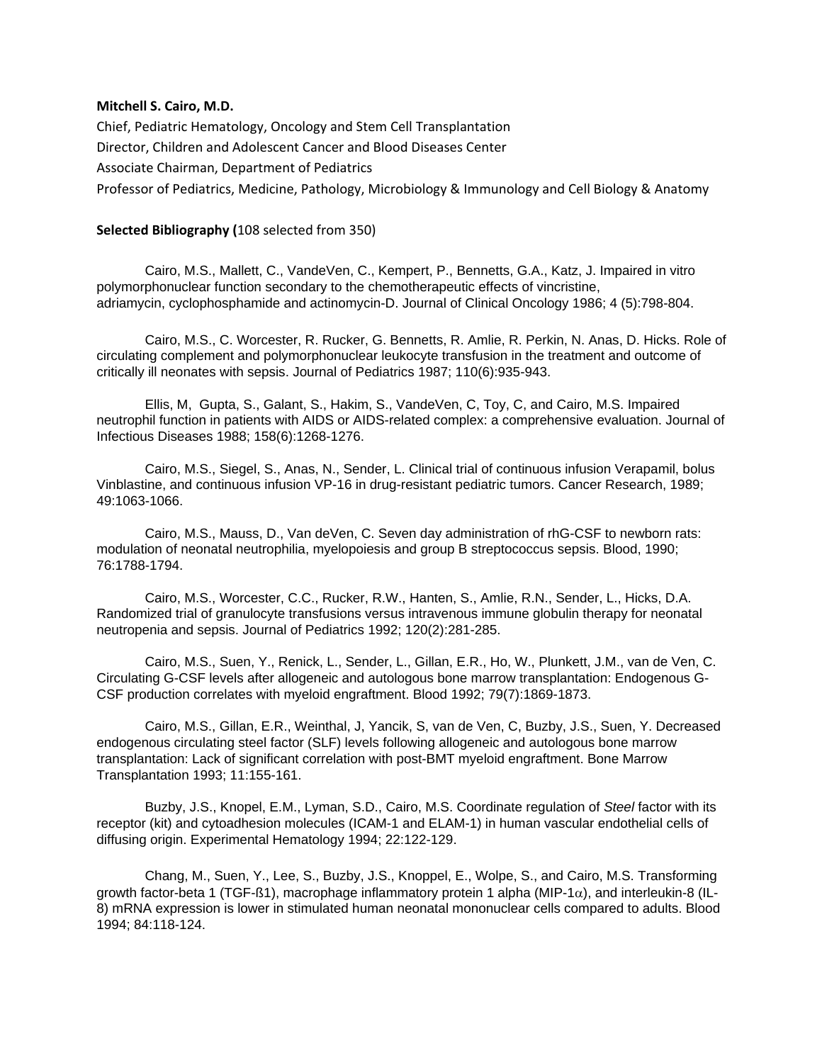**Mitchell S. Cairo, M.D.**

Chief, Pediatric Hematology, Oncology and Stem Cell Transplantation

Director, Children and Adolescent Cancer and Blood Diseases Center

Associate Chairman, Department of Pediatrics

Professor of Pediatrics, Medicine, Pathology, Microbiology & Immunology and Cell Biology & Anatomy

**Selected Bibliography (**108 selected from 350)

Cairo, M.S., Mallett, C., VandeVen, C., Kempert, P., Bennetts, G.A., Katz, J. Impaired in vitro polymorphonuclear function secondary to the chemotherapeutic effects of vincristine, adriamycin, cyclophosphamide and actinomycin-D. Journal of Clinical Oncology 1986; 4 (5):798-804.

Cairo, M.S., C. Worcester, R. Rucker, G. Bennetts, R. Amlie, R. Perkin, N. Anas, D. Hicks. Role of circulating complement and polymorphonuclear leukocyte transfusion in the treatment and outcome of critically ill neonates with sepsis. Journal of Pediatrics 1987; 110(6):935-943.

Ellis, M, Gupta, S., Galant, S., Hakim, S., VandeVen, C, Toy, C, and Cairo, M.S. Impaired neutrophil function in patients with AIDS or AIDS-related complex: a comprehensive evaluation. Journal of Infectious Diseases 1988; 158(6):1268-1276.

Cairo, M.S., Siegel, S., Anas, N., Sender, L. Clinical trial of continuous infusion Verapamil, bolus Vinblastine, and continuous infusion VP-16 in drug-resistant pediatric tumors. Cancer Research, 1989; 49:1063-1066.

Cairo, M.S., Mauss, D., Van deVen, C. Seven day administration of rhG-CSF to newborn rats: modulation of neonatal neutrophilia, myelopoiesis and group B streptococcus sepsis. Blood, 1990; 76:1788-1794.

Cairo, M.S., Worcester, C.C., Rucker, R.W., Hanten, S., Amlie, R.N., Sender, L., Hicks, D.A. Randomized trial of granulocyte transfusions versus intravenous immune globulin therapy for neonatal neutropenia and sepsis. Journal of Pediatrics 1992; 120(2):281-285.

Cairo, M.S., Suen, Y., Renick, L., Sender, L., Gillan, E.R., Ho, W., Plunkett, J.M., van de Ven, C. Circulating G-CSF levels after allogeneic and autologous bone marrow transplantation: Endogenous G-CSF production correlates with myeloid engraftment. Blood 1992; 79(7):1869-1873.

Cairo, M.S., Gillan, E.R., Weinthal, J, Yancik, S, van de Ven, C, Buzby, J.S., Suen, Y. Decreased endogenous circulating steel factor (SLF) levels following allogeneic and autologous bone marrow transplantation: Lack of significant correlation with post-BMT myeloid engraftment. Bone Marrow Transplantation 1993; 11:155-161.

Buzby, J.S., Knopel, E.M., Lyman, S.D., Cairo, M.S. Coordinate regulation of *Steel* factor with its receptor (kit) and cytoadhesion molecules (ICAM-1 and ELAM-1) in human vascular endothelial cells of diffusing origin. Experimental Hematology 1994; 22:122-129.

Chang, M., Suen, Y., Lee, S., Buzby, J.S., Knoppel, E., Wolpe, S., and Cairo, M.S. Transforming growth factor-beta 1 (TGF-ß1), macrophage inflammatory protein 1 alpha (MIP-1$\alpha$), and interleukin-8 (IL-8) mRNA expression is lower in stimulated human neonatal mononuclear cells compared to adults. Blood 1994; 84:118-124.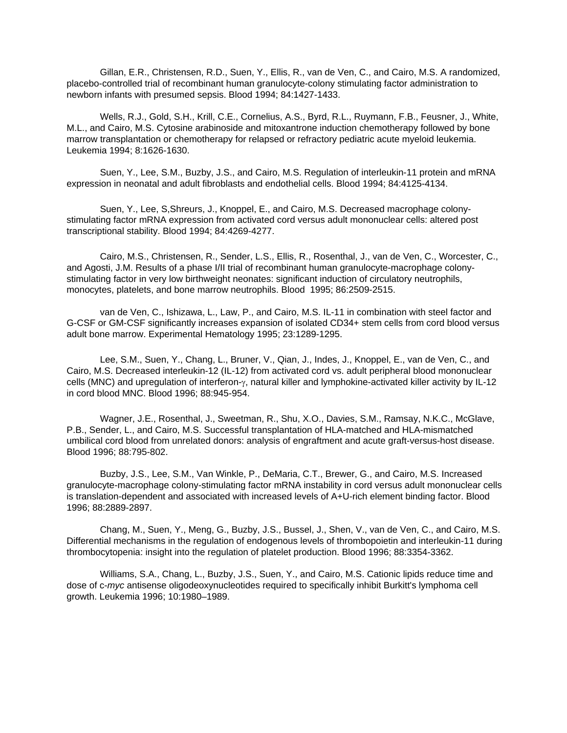Gillan, E.R., Christensen, R.D., Suen, Y., Ellis, R., van de Ven, C., and Cairo, M.S. A randomized, placebo-controlled trial of recombinant human granulocyte-colony stimulating factor administration to newborn infants with presumed sepsis. Blood 1994; 84:1427-1433.

Wells, R.J., Gold, S.H., Krill, C.E., Cornelius, A.S., Byrd, R.L., Ruymann, F.B., Feusner, J., White, M.L., and Cairo, M.S. Cytosine arabinoside and mitoxantrone induction chemotherapy followed by bone marrow transplantation or chemotherapy for relapsed or refractory pediatric acute myeloid leukemia. Leukemia 1994; 8:1626-1630.

Suen, Y., Lee, S.M., Buzby, J.S., and Cairo, M.S. Regulation of interleukin-11 protein and mRNA expression in neonatal and adult fibroblasts and endothelial cells. Blood 1994; 84:4125-4134.

Suen, Y., Lee, S,Shreurs, J., Knoppel, E., and Cairo, M.S. Decreased macrophage colony-stimulating factor mRNA expression from activated cord versus adult mononuclear cells: altered post transcriptional stability. Blood 1994; 84:4269-4277.

Cairo, M.S., Christensen, R., Sender, L.S., Ellis, R., Rosenthal, J., van de Ven, C., Worcester, C., and Agosti, J.M. Results of a phase I/II trial of recombinant human granulocyte-macrophage colony-stimulating factor in very low birthweight neonates: significant induction of circulatory neutrophils, monocytes, platelets, and bone marrow neutrophils. Blood 1995; 86:2509-2515.

van de Ven, C., Ishizawa, L., Law, P., and Cairo, M.S. IL-11 in combination with steel factor and G-CSF or GM-CSF significantly increases expansion of isolated CD34+ stem cells from cord blood versus adult bone marrow. Experimental Hematology 1995; 23:1289-1295.

Lee, S.M., Suen, Y., Chang, L., Bruner, V., Qian, J., Indes, J., Knoppel, E., van de Ven, C., and Cairo, M.S. Decreased interleukin-12 (IL-12) from activated cord vs. adult peripheral blood mononuclear cells (MNC) and upregulation of interferon-γ, natural killer and lymphokine-activated killer activity by IL-12 in cord blood MNC. Blood 1996; 88:945-954.

Wagner, J.E., Rosenthal, J., Sweetman, R., Shu, X.O., Davies, S.M., Ramsay, N.K.C., McGlave, P.B., Sender, L., and Cairo, M.S. Successful transplantation of HLA-matched and HLA-mismatched umbilical cord blood from unrelated donors: analysis of engraftment and acute graft-versus-host disease. Blood 1996; 88:795-802.

Buzby, J.S., Lee, S.M., Van Winkle, P., DeMaria, C.T., Brewer, G., and Cairo, M.S. Increased granulocyte-macrophage colony-stimulating factor mRNA instability in cord versus adult mononuclear cells is translation-dependent and associated with increased levels of A+U-rich element binding factor. Blood 1996; 88:2889-2897.

Chang, M., Suen, Y., Meng, G., Buzby, J.S., Bussel, J., Shen, V., van de Ven, C., and Cairo, M.S. Differential mechanisms in the regulation of endogenous levels of thrombopoietin and interleukin-11 during thrombocytopenia: insight into the regulation of platelet production. Blood 1996; 88:3354-3362.

Williams, S.A., Chang, L., Buzby, J.S., Suen, Y., and Cairo, M.S. Cationic lipids reduce time and dose of c-*myc* antisense oligodeoxynucleotides required to specifically inhibit Burkitt's lymphoma cell growth. Leukemia 1996; 10:1980–1989.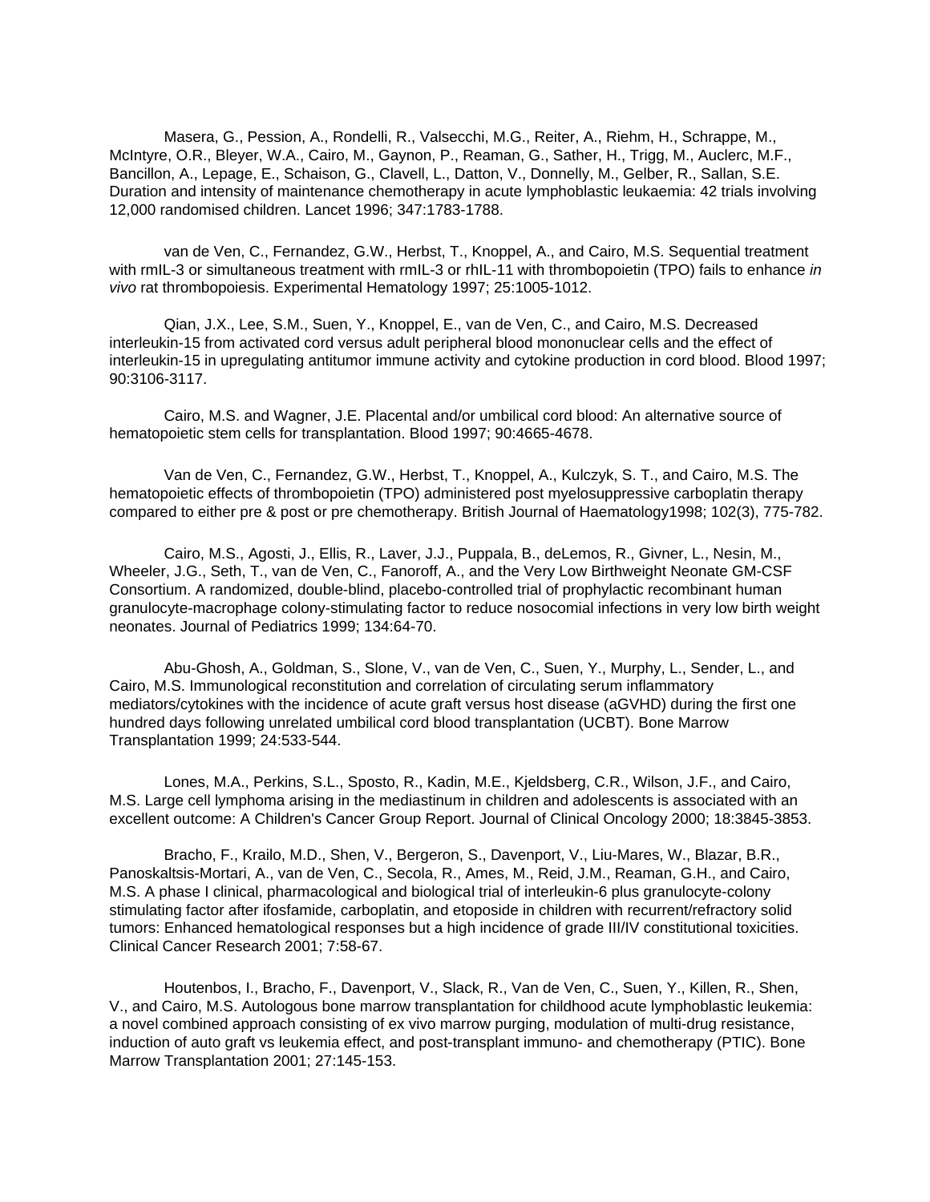Masera, G., Pession, A., Rondelli, R., Valsecchi, M.G., Reiter, A., Riehm, H., Schrappe, M., McIntyre, O.R., Bleyer, W.A., Cairo, M., Gaynon, P., Reaman, G., Sather, H., Trigg, M., Auclerc, M.F., Bancillon, A., Lepage, E., Schaison, G., Clavell, L., Datton, V., Donnelly, M., Gelber, R., Sallan, S.E. Duration and intensity of maintenance chemotherapy in acute lymphoblastic leukaemia: 42 trials involving 12,000 randomised children. Lancet 1996; 347:1783-1788.

van de Ven, C., Fernandez, G.W., Herbst, T., Knoppel, A., and Cairo, M.S. Sequential treatment with rmIL-3 or simultaneous treatment with rmIL-3 or rhIL-11 with thrombopoietin (TPO) fails to enhance *in vivo* rat thrombopoiesis. Experimental Hematology 1997; 25:1005-1012.

Qian, J.X., Lee, S.M., Suen, Y., Knoppel, E., van de Ven, C., and Cairo, M.S. Decreased interleukin-15 from activated cord versus adult peripheral blood mononuclear cells and the effect of interleukin-15 in upregulating antitumor immune activity and cytokine production in cord blood. Blood 1997; 90:3106-3117.

Cairo, M.S. and Wagner, J.E. Placental and/or umbilical cord blood: An alternative source of hematopoietic stem cells for transplantation. Blood 1997; 90:4665-4678.

Van de Ven, C., Fernandez, G.W., Herbst, T., Knoppel, A., Kulczyk, S. T., and Cairo, M.S. The hematopoietic effects of thrombopoietin (TPO) administered post myelosuppressive carboplatin therapy compared to either pre & post or pre chemotherapy. British Journal of Haematology1998; 102(3), 775-782.

Cairo, M.S., Agosti, J., Ellis, R., Laver, J.J., Puppala, B., deLemos, R., Givner, L., Nesin, M., Wheeler, J.G., Seth, T., van de Ven, C., Fanoroff, A., and the Very Low Birthweight Neonate GM-CSF Consortium. A randomized, double-blind, placebo-controlled trial of prophylactic recombinant human granulocyte-macrophage colony-stimulating factor to reduce nosocomial infections in very low birth weight neonates. Journal of Pediatrics 1999; 134:64-70.

Abu-Ghosh, A., Goldman, S., Slone, V., van de Ven, C., Suen, Y., Murphy, L., Sender, L., and Cairo, M.S. Immunological reconstitution and correlation of circulating serum inflammatory mediators/cytokines with the incidence of acute graft versus host disease (aGVHD) during the first one hundred days following unrelated umbilical cord blood transplantation (UCBT). Bone Marrow Transplantation 1999; 24:533-544.

Lones, M.A., Perkins, S.L., Sposto, R., Kadin, M.E., Kjeldsberg, C.R., Wilson, J.F., and Cairo, M.S. Large cell lymphoma arising in the mediastinum in children and adolescents is associated with an excellent outcome: A Children's Cancer Group Report. Journal of Clinical Oncology 2000; 18:3845-3853.

Bracho, F., Krailo, M.D., Shen, V., Bergeron, S., Davenport, V., Liu-Mares, W., Blazar, B.R., Panoskaltsis-Mortari, A., van de Ven, C., Secola, R., Ames, M., Reid, J.M., Reaman, G.H., and Cairo, M.S. A phase I clinical, pharmacological and biological trial of interleukin-6 plus granulocyte-colony stimulating factor after ifosfamide, carboplatin, and etoposide in children with recurrent/refractory solid tumors: Enhanced hematological responses but a high incidence of grade III/IV constitutional toxicities. Clinical Cancer Research 2001; 7:58-67.

Houtenbos, I., Bracho, F., Davenport, V., Slack, R., Van de Ven, C., Suen, Y., Killen, R., Shen, V., and Cairo, M.S. Autologous bone marrow transplantation for childhood acute lymphoblastic leukemia: a novel combined approach consisting of ex vivo marrow purging, modulation of multi-drug resistance, induction of auto graft vs leukemia effect, and post-transplant immuno- and chemotherapy (PTIC). Bone Marrow Transplantation 2001; 27:145-153.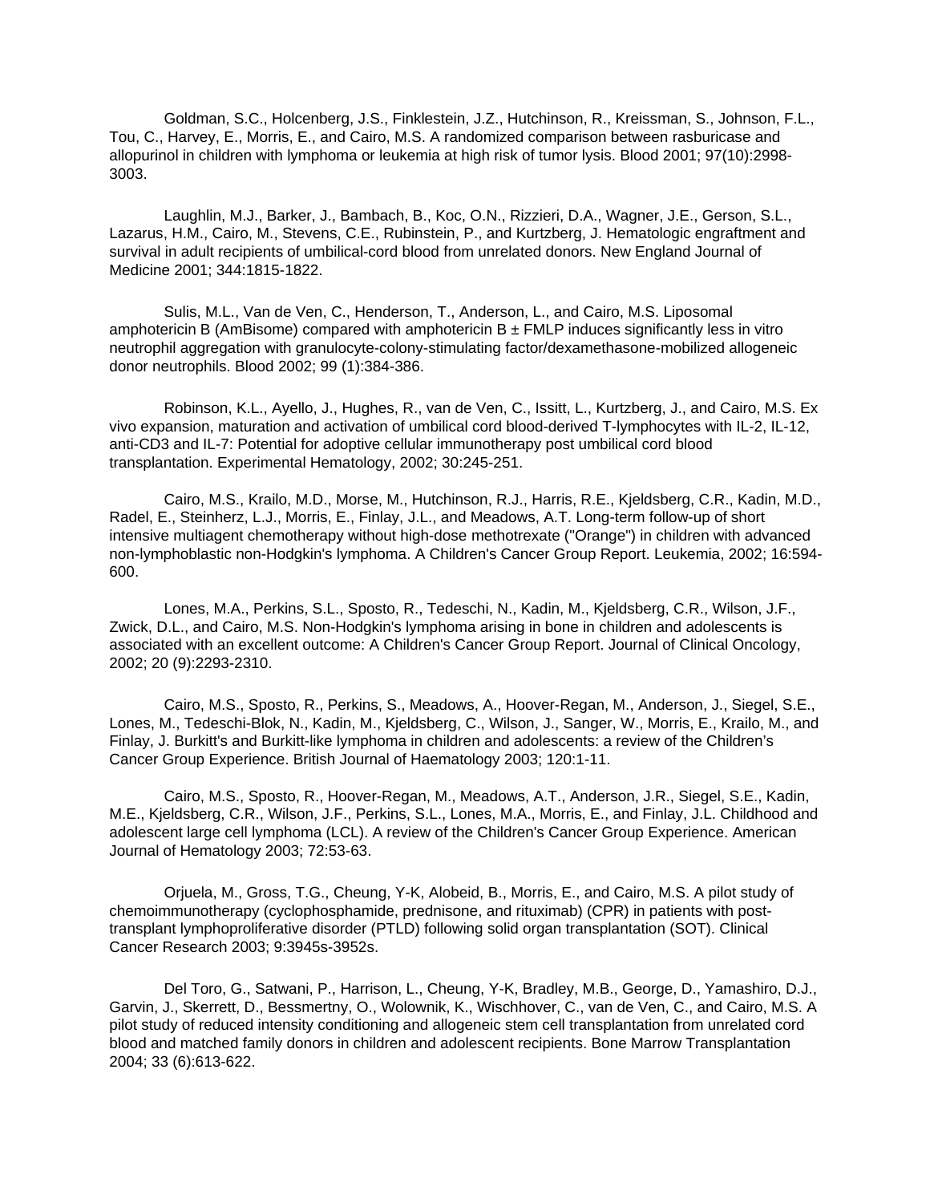Goldman, S.C., Holcenberg, J.S., Finklestein, J.Z., Hutchinson, R., Kreissman, S., Johnson, F.L., Tou, C., Harvey, E., Morris, E., and Cairo, M.S. A randomized comparison between rasburicase and allopurinol in children with lymphoma or leukemia at high risk of tumor lysis. Blood 2001; 97(10):2998-3003.

Laughlin, M.J., Barker, J., Bambach, B., Koc, O.N., Rizzieri, D.A., Wagner, J.E., Gerson, S.L., Lazarus, H.M., Cairo, M., Stevens, C.E., Rubinstein, P., and Kurtzberg, J. Hematologic engraftment and survival in adult recipients of umbilical-cord blood from unrelated donors. New England Journal of Medicine 2001; 344:1815-1822.

Sulis, M.L., Van de Ven, C., Henderson, T., Anderson, L., and Cairo, M.S. Liposomal amphotericin B (AmBisome) compared with amphotericin B ± FMLP induces significantly less in vitro neutrophil aggregation with granulocyte-colony-stimulating factor/dexamethasone-mobilized allogeneic donor neutrophils. Blood 2002; 99 (1):384-386.

Robinson, K.L., Ayello, J., Hughes, R., van de Ven, C., Issitt, L., Kurtzberg, J., and Cairo, M.S. Ex vivo expansion, maturation and activation of umbilical cord blood-derived T-lymphocytes with IL-2, IL-12, anti-CD3 and IL-7: Potential for adoptive cellular immunotherapy post umbilical cord blood transplantation. Experimental Hematology, 2002; 30:245-251.

Cairo, M.S., Krailo, M.D., Morse, M., Hutchinson, R.J., Harris, R.E., Kjeldsberg, C.R., Kadin, M.D., Radel, E., Steinherz, L.J., Morris, E., Finlay, J.L., and Meadows, A.T. Long-term follow-up of short intensive multiagent chemotherapy without high-dose methotrexate ("Orange") in children with advanced non-lymphoblastic non-Hodgkin's lymphoma. A Children's Cancer Group Report. Leukemia, 2002; 16:594-600.

Lones, M.A., Perkins, S.L., Sposto, R., Tedeschi, N., Kadin, M., Kjeldsberg, C.R., Wilson, J.F., Zwick, D.L., and Cairo, M.S. Non-Hodgkin's lymphoma arising in bone in children and adolescents is associated with an excellent outcome: A Children's Cancer Group Report. Journal of Clinical Oncology, 2002; 20 (9):2293-2310.

Cairo, M.S., Sposto, R., Perkins, S., Meadows, A., Hoover-Regan, M., Anderson, J., Siegel, S.E., Lones, M., Tedeschi-Blok, N., Kadin, M., Kjeldsberg, C., Wilson, J., Sanger, W., Morris, E., Krailo, M., and Finlay, J. Burkitt's and Burkitt-like lymphoma in children and adolescents: a review of the Children's Cancer Group Experience. British Journal of Haematology 2003; 120:1-11.

Cairo, M.S., Sposto, R., Hoover-Regan, M., Meadows, A.T., Anderson, J.R., Siegel, S.E., Kadin, M.E., Kjeldsberg, C.R., Wilson, J.F., Perkins, S.L., Lones, M.A., Morris, E., and Finlay, J.L. Childhood and adolescent large cell lymphoma (LCL). A review of the Children's Cancer Group Experience. American Journal of Hematology 2003; 72:53-63.

Orjuela, M., Gross, T.G., Cheung, Y-K, Alobeid, B., Morris, E., and Cairo, M.S. A pilot study of chemoimmunotherapy (cyclophosphamide, prednisone, and rituximab) (CPR) in patients with post-transplant lymphoproliferative disorder (PTLD) following solid organ transplantation (SOT). Clinical Cancer Research 2003; 9:3945s-3952s.

Del Toro, G., Satwani, P., Harrison, L., Cheung, Y-K, Bradley, M.B., George, D., Yamashiro, D.J., Garvin, J., Skerrett, D., Bessmertny, O., Wolownik, K., Wischhover, C., van de Ven, C., and Cairo, M.S. A pilot study of reduced intensity conditioning and allogeneic stem cell transplantation from unrelated cord blood and matched family donors in children and adolescent recipients. Bone Marrow Transplantation 2004; 33 (6):613-622.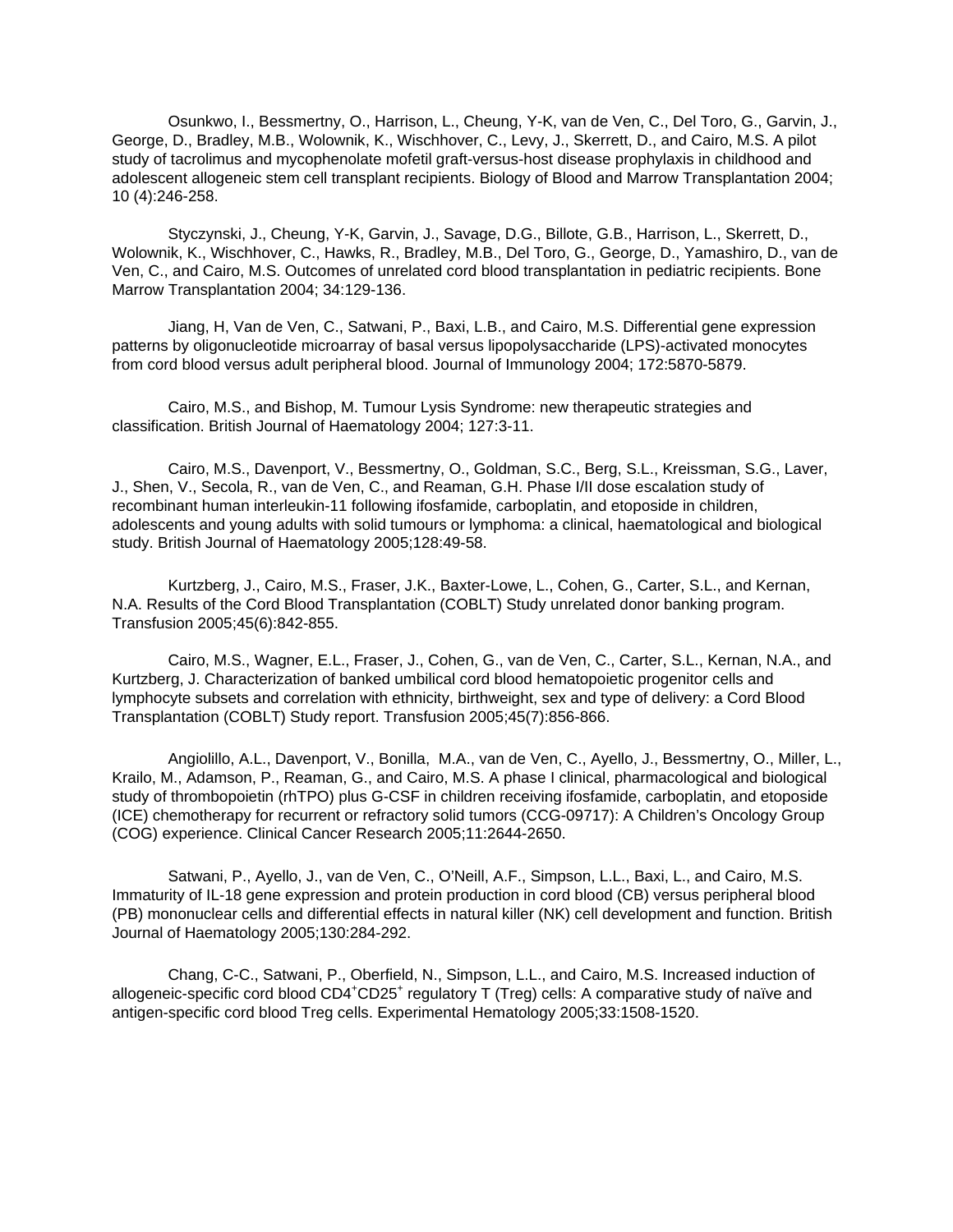Osunkwo, I., Bessmertny, O., Harrison, L., Cheung, Y-K, van de Ven, C., Del Toro, G., Garvin, J., George, D., Bradley, M.B., Wolownik, K., Wischhover, C., Levy, J., Skerrett, D., and Cairo, M.S. A pilot study of tacrolimus and mycophenolate mofetil graft-versus-host disease prophylaxis in childhood and adolescent allogeneic stem cell transplant recipients. Biology of Blood and Marrow Transplantation 2004; 10 (4):246-258.

Styczynski, J., Cheung, Y-K, Garvin, J., Savage, D.G., Billote, G.B., Harrison, L., Skerrett, D., Wolownik, K., Wischhover, C., Hawks, R., Bradley, M.B., Del Toro, G., George, D., Yamashiro, D., van de Ven, C., and Cairo, M.S. Outcomes of unrelated cord blood transplantation in pediatric recipients. Bone Marrow Transplantation 2004; 34:129-136.

Jiang, H, Van de Ven, C., Satwani, P., Baxi, L.B., and Cairo, M.S. Differential gene expression patterns by oligonucleotide microarray of basal versus lipopolysaccharide (LPS)-activated monocytes from cord blood versus adult peripheral blood. Journal of Immunology 2004; 172:5870-5879.

Cairo, M.S., and Bishop, M. Tumour Lysis Syndrome: new therapeutic strategies and classification. British Journal of Haematology 2004; 127:3-11.

Cairo, M.S., Davenport, V., Bessmertny, O., Goldman, S.C., Berg, S.L., Kreissman, S.G., Laver, J., Shen, V., Secola, R., van de Ven, C., and Reaman, G.H. Phase I/II dose escalation study of recombinant human interleukin-11 following ifosfamide, carboplatin, and etoposide in children, adolescents and young adults with solid tumours or lymphoma: a clinical, haematological and biological study. British Journal of Haematology 2005;128:49-58.

Kurtzberg, J., Cairo, M.S., Fraser, J.K., Baxter-Lowe, L., Cohen, G., Carter, S.L., and Kernan, N.A. Results of the Cord Blood Transplantation (COBLT) Study unrelated donor banking program. Transfusion 2005;45(6):842-855.

Cairo, M.S., Wagner, E.L., Fraser, J., Cohen, G., van de Ven, C., Carter, S.L., Kernan, N.A., and Kurtzberg, J. Characterization of banked umbilical cord blood hematopoietic progenitor cells and lymphocyte subsets and correlation with ethnicity, birthweight, sex and type of delivery: a Cord Blood Transplantation (COBLT) Study report. Transfusion 2005;45(7):856-866.

Angiolillo, A.L., Davenport, V., Bonilla, M.A., van de Ven, C., Ayello, J., Bessmertny, O., Miller, L., Krailo, M., Adamson, P., Reaman, G., and Cairo, M.S. A phase I clinical, pharmacological and biological study of thrombopoietin (rhTPO) plus G-CSF in children receiving ifosfamide, carboplatin, and etoposide (ICE) chemotherapy for recurrent or refractory solid tumors (CCG-09717): A Children's Oncology Group (COG) experience. Clinical Cancer Research 2005;11:2644-2650.

Satwani, P., Ayello, J., van de Ven, C., O'Neill, A.F., Simpson, L.L., Baxi, L., and Cairo, M.S. Immaturity of IL-18 gene expression and protein production in cord blood (CB) versus peripheral blood (PB) mononuclear cells and differential effects in natural killer (NK) cell development and function. British Journal of Haematology 2005;130:284-292.

Chang, C-C., Satwani, P., Oberfield, N., Simpson, L.L., and Cairo, M.S. Increased induction of allogeneic-specific cord blood $CD4^{+}CD25^{+}$ regulatory T (Treg) cells: A comparative study of naïve and antigen-specific cord blood Treg cells. Experimental Hematology 2005;33:1508-1520.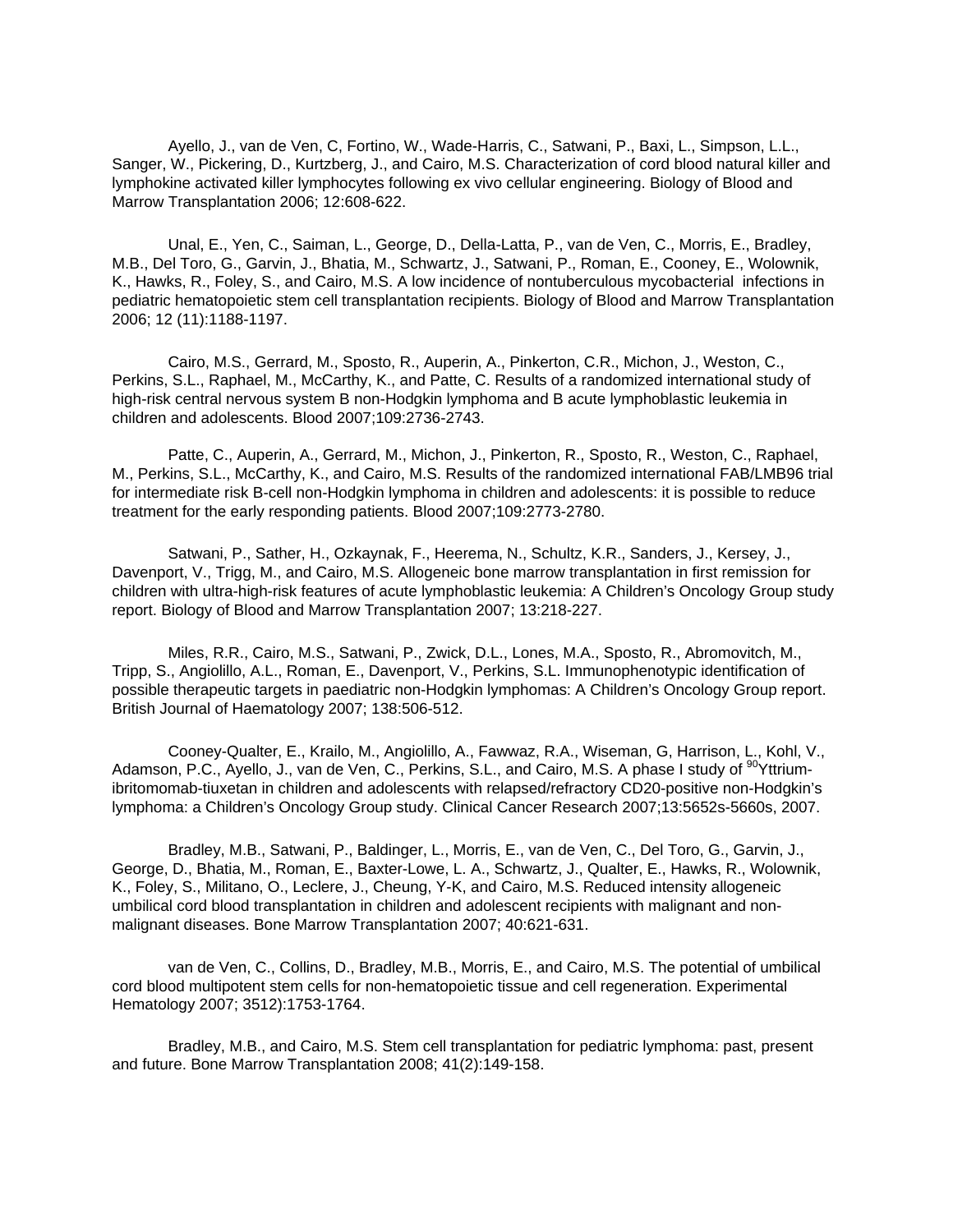Ayello, J., van de Ven, C, Fortino, W., Wade-Harris, C., Satwani, P., Baxi, L., Simpson, L.L., Sanger, W., Pickering, D., Kurtzberg, J., and Cairo, M.S. Characterization of cord blood natural killer and lymphokine activated killer lymphocytes following ex vivo cellular engineering. Biology of Blood and Marrow Transplantation 2006; 12:608-622.

Unal, E., Yen, C., Saiman, L., George, D., Della-Latta, P., van de Ven, C., Morris, E., Bradley, M.B., Del Toro, G., Garvin, J., Bhatia, M., Schwartz, J., Satwani, P., Roman, E., Cooney, E., Wolownik, K., Hawks, R., Foley, S., and Cairo, M.S. A low incidence of nontuberculous mycobacterial infections in pediatric hematopoietic stem cell transplantation recipients. Biology of Blood and Marrow Transplantation 2006; 12 (11):1188-1197.

Cairo, M.S., Gerrard, M., Sposto, R., Auperin, A., Pinkerton, C.R., Michon, J., Weston, C., Perkins, S.L., Raphael, M., McCarthy, K., and Patte, C. Results of a randomized international study of high-risk central nervous system B non-Hodgkin lymphoma and B acute lymphoblastic leukemia in children and adolescents. Blood 2007;109:2736-2743.

Patte, C., Auperin, A., Gerrard, M., Michon, J., Pinkerton, R., Sposto, R., Weston, C., Raphael, M., Perkins, S.L., McCarthy, K., and Cairo, M.S. Results of the randomized international FAB/LMB96 trial for intermediate risk B-cell non-Hodgkin lymphoma in children and adolescents: it is possible to reduce treatment for the early responding patients. Blood 2007;109:2773-2780.

Satwani, P., Sather, H., Ozkaynak, F., Heerema, N., Schultz, K.R., Sanders, J., Kersey, J., Davenport, V., Trigg, M., and Cairo, M.S. Allogeneic bone marrow transplantation in first remission for children with ultra-high-risk features of acute lymphoblastic leukemia: A Children's Oncology Group study report. Biology of Blood and Marrow Transplantation 2007; 13:218-227.

Miles, R.R., Cairo, M.S., Satwani, P., Zwick, D.L., Lones, M.A., Sposto, R., Abromovitch, M., Tripp, S., Angiolillo, A.L., Roman, E., Davenport, V., Perkins, S.L. Immunophenotypic identification of possible therapeutic targets in paediatric non-Hodgkin lymphomas: A Children's Oncology Group report. British Journal of Haematology 2007; 138:506-512.

Cooney-Qualter, E., Krailo, M., Angiolillo, A., Fawwaz, R.A., Wiseman, G, Harrison, L., Kohl, V., Adamson, P.C., Ayello, J., van de Ven, C., Perkins, S.L., and Cairo, M.S. A phase I study of $^{90}$Yttrium-ibritomomab-tiuxetan in children and adolescents with relapsed/refractory CD20-positive non-Hodgkin's lymphoma: a Children's Oncology Group study. Clinical Cancer Research 2007;13:5652s-5660s, 2007.

Bradley, M.B., Satwani, P., Baldinger, L., Morris, E., van de Ven, C., Del Toro, G., Garvin, J., George, D., Bhatia, M., Roman, E., Baxter-Lowe, L. A., Schwartz, J., Qualter, E., Hawks, R., Wolownik, K., Foley, S., Militano, O., Leclere, J., Cheung, Y-K, and Cairo, M.S. Reduced intensity allogeneic umbilical cord blood transplantation in children and adolescent recipients with malignant and non-malignant diseases. Bone Marrow Transplantation 2007; 40:621-631.

van de Ven, C., Collins, D., Bradley, M.B., Morris, E., and Cairo, M.S. The potential of umbilical cord blood multipotent stem cells for non-hematopoietic tissue and cell regeneration. Experimental Hematology 2007; 3512):1753-1764.

Bradley, M.B., and Cairo, M.S. Stem cell transplantation for pediatric lymphoma: past, present and future. Bone Marrow Transplantation 2008; 41(2):149-158.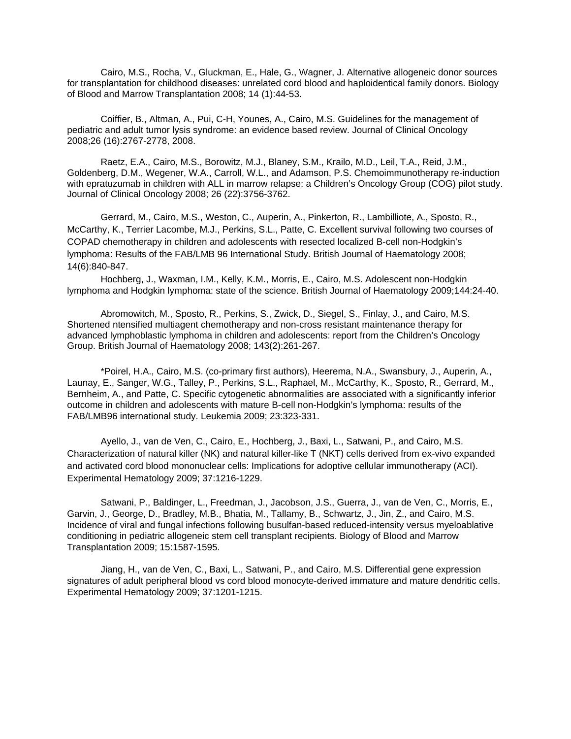Cairo, M.S., Rocha, V., Gluckman, E., Hale, G., Wagner, J. Alternative allogeneic donor sources for transplantation for childhood diseases: unrelated cord blood and haploidentical family donors. Biology of Blood and Marrow Transplantation 2008; 14 (1):44-53.

Coiffier, B., Altman, A., Pui, C-H, Younes, A., Cairo, M.S. Guidelines for the management of pediatric and adult tumor lysis syndrome: an evidence based review. Journal of Clinical Oncology 2008;26 (16):2767-2778, 2008.

Raetz, E.A., Cairo, M.S., Borowitz, M.J., Blaney, S.M., Krailo, M.D., Leil, T.A., Reid, J.M., Goldenberg, D.M., Wegener, W.A., Carroll, W.L., and Adamson, P.S. Chemoimmunotherapy re-induction with epratuzumab in children with ALL in marrow relapse: a Children's Oncology Group (COG) pilot study. Journal of Clinical Oncology 2008; 26 (22):3756-3762.

Gerrard, M., Cairo, M.S., Weston, C., Auperin, A., Pinkerton, R., Lambilliote, A., Sposto, R., McCarthy, K., Terrier Lacombe, M.J., Perkins, S.L., Patte, C. Excellent survival following two courses of COPAD chemotherapy in children and adolescents with resected localized B-cell non-Hodgkin's lymphoma: Results of the FAB/LMB 96 International Study. British Journal of Haematology 2008; 14(6):840-847.

Hochberg, J., Waxman, I.M., Kelly, K.M., Morris, E., Cairo, M.S. Adolescent non-Hodgkin lymphoma and Hodgkin lymphoma: state of the science. British Journal of Haematology 2009;144:24-40.

Abromowitch, M., Sposto, R., Perkins, S., Zwick, D., Siegel, S., Finlay, J., and Cairo, M.S. Shortened ntensified multiagent chemotherapy and non-cross resistant maintenance therapy for advanced lymphoblastic lymphoma in children and adolescents: report from the Children's Oncology Group. British Journal of Haematology 2008; 143(2):261-267.

*Poirel, H.A., Cairo, M.S. (co-primary first authors), Heerema, N.A., Swansbury, J., Auperin, A., Launay, E., Sanger, W.G., Talley, P., Perkins, S.L., Raphael, M., McCarthy, K., Sposto, R., Gerrard, M., Bernheim, A., and Patte, C. Specific cytogenetic abnormalities are associated with a significantly inferior outcome in children and adolescents with mature B-cell non-Hodgkin's lymphoma: results of the FAB/LMB96 international study. Leukemia 2009; 23:323-331.

Ayello, J., van de Ven, C., Cairo, E., Hochberg, J., Baxi, L., Satwani, P., and Cairo, M.S. Characterization of natural killer (NK) and natural killer-like T (NKT) cells derived from ex-vivo expanded and activated cord blood mononuclear cells: Implications for adoptive cellular immunotherapy (ACI). Experimental Hematology 2009; 37:1216-1229.

Satwani, P., Baldinger, L., Freedman, J., Jacobson, J.S., Guerra, J., van de Ven, C., Morris, E., Garvin, J., George, D., Bradley, M.B., Bhatia, M., Tallamy, B., Schwartz, J., Jin, Z., and Cairo, M.S. Incidence of viral and fungal infections following busulfan-based reduced-intensity versus myeloablative conditioning in pediatric allogeneic stem cell transplant recipients. Biology of Blood and Marrow Transplantation 2009; 15:1587-1595.

Jiang, H., van de Ven, C., Baxi, L., Satwani, P., and Cairo, M.S. Differential gene expression signatures of adult peripheral blood vs cord blood monocyte-derived immature and mature dendritic cells. Experimental Hematology 2009; 37:1201-1215.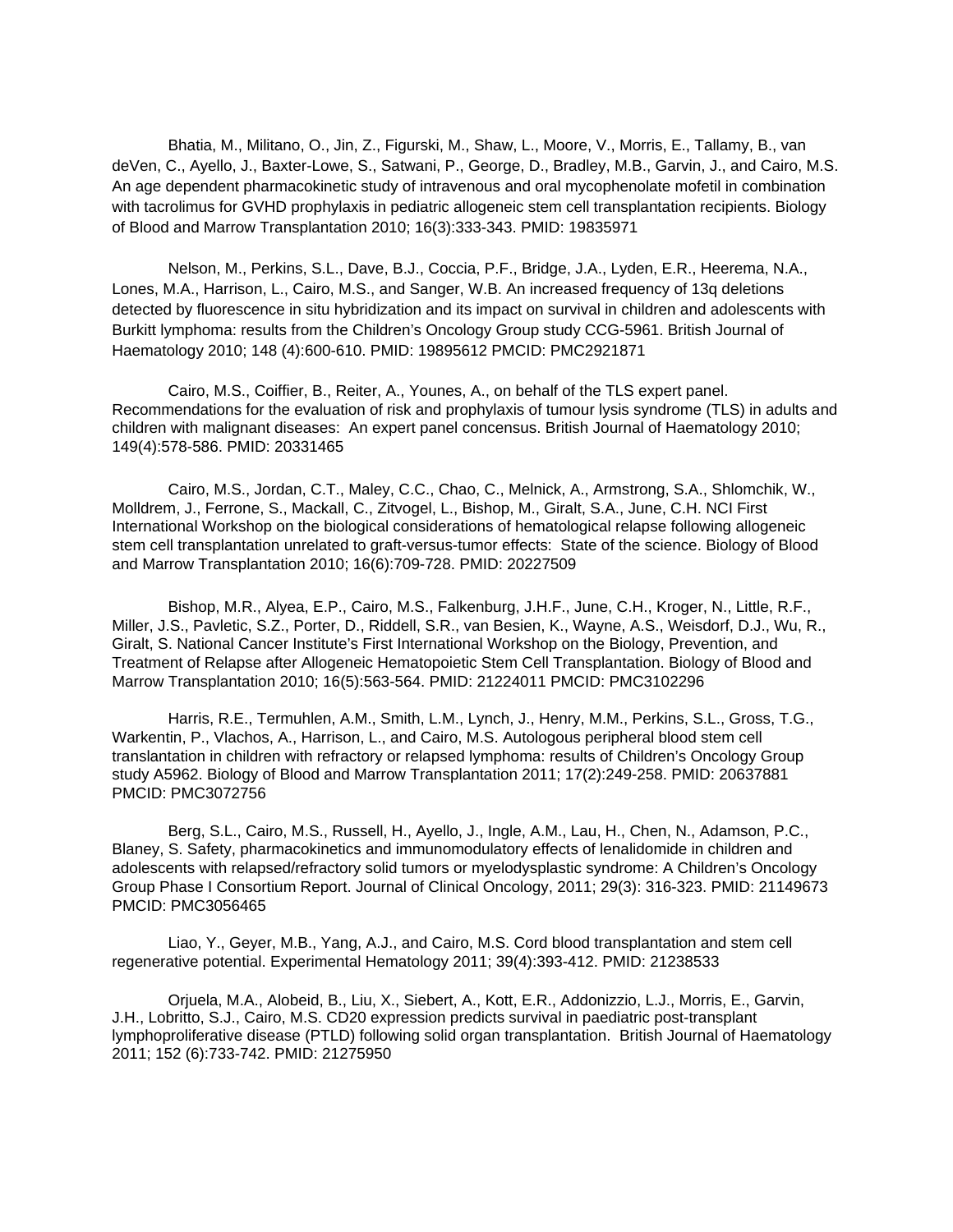Bhatia, M., Militano, O., Jin, Z., Figurski, M., Shaw, L., Moore, V., Morris, E., Tallamy, B., van deVen, C., Ayello, J., Baxter-Lowe, S., Satwani, P., George, D., Bradley, M.B., Garvin, J., and Cairo, M.S. An age dependent pharmacokinetic study of intravenous and oral mycophenolate mofetil in combination with tacrolimus for GVHD prophylaxis in pediatric allogeneic stem cell transplantation recipients. Biology of Blood and Marrow Transplantation 2010; 16(3):333-343. PMID: 19835971

Nelson, M., Perkins, S.L., Dave, B.J., Coccia, P.F., Bridge, J.A., Lyden, E.R., Heerema, N.A., Lones, M.A., Harrison, L., Cairo, M.S., and Sanger, W.B. An increased frequency of 13q deletions detected by fluorescence in situ hybridization and its impact on survival in children and adolescents with Burkitt lymphoma: results from the Children's Oncology Group study CCG-5961. British Journal of Haematology 2010; 148 (4):600-610. PMID: 19895612 PMCID: PMC2921871

Cairo, M.S., Coiffier, B., Reiter, A., Younes, A., on behalf of the TLS expert panel. Recommendations for the evaluation of risk and prophylaxis of tumour lysis syndrome (TLS) in adults and children with malignant diseases: An expert panel concensus. British Journal of Haematology 2010; 149(4):578-586. PMID: 20331465

Cairo, M.S., Jordan, C.T., Maley, C.C., Chao, C., Melnick, A., Armstrong, S.A., Shlomchik, W., Molldrem, J., Ferrone, S., Mackall, C., Zitvogel, L., Bishop, M., Giralt, S.A., June, C.H. NCI First International Workshop on the biological considerations of hematological relapse following allogeneic stem cell transplantation unrelated to graft-versus-tumor effects: State of the science. Biology of Blood and Marrow Transplantation 2010; 16(6):709-728. PMID: 20227509

Bishop, M.R., Alyea, E.P., Cairo, M.S., Falkenburg, J.H.F., June, C.H., Kroger, N., Little, R.F., Miller, J.S., Pavletic, S.Z., Porter, D., Riddell, S.R., van Besien, K., Wayne, A.S., Weisdorf, D.J., Wu, R., Giralt, S. National Cancer Institute's First International Workshop on the Biology, Prevention, and Treatment of Relapse after Allogeneic Hematopoietic Stem Cell Transplantation. Biology of Blood and Marrow Transplantation 2010; 16(5):563-564. PMID: 21224011 PMCID: PMC3102296

Harris, R.E., Termuhlen, A.M., Smith, L.M., Lynch, J., Henry, M.M., Perkins, S.L., Gross, T.G., Warkentin, P., Vlachos, A., Harrison, L., and Cairo, M.S. Autologous peripheral blood stem cell translantation in children with refractory or relapsed lymphoma: results of Children's Oncology Group study A5962. Biology of Blood and Marrow Transplantation 2011; 17(2):249-258. PMID: 20637881 PMCID: PMC3072756

Berg, S.L., Cairo, M.S., Russell, H., Ayello, J., Ingle, A.M., Lau, H., Chen, N., Adamson, P.C., Blaney, S. Safety, pharmacokinetics and immunomodulatory effects of lenalidomide in children and adolescents with relapsed/refractory solid tumors or myelodysplastic syndrome: A Children's Oncology Group Phase I Consortium Report. Journal of Clinical Oncology, 2011; 29(3): 316-323. PMID: 21149673 PMCID: PMC3056465

Liao, Y., Geyer, M.B., Yang, A.J., and Cairo, M.S. Cord blood transplantation and stem cell regenerative potential. Experimental Hematology 2011; 39(4):393-412. PMID: 21238533

Orjuela, M.A., Alobeid, B., Liu, X., Siebert, A., Kott, E.R., Addonizzio, L.J., Morris, E., Garvin, J.H., Lobritto, S.J., Cairo, M.S. CD20 expression predicts survival in paediatric post-transplant lymphoproliferative disease (PTLD) following solid organ transplantation. British Journal of Haematology 2011; 152 (6):733-742. PMID: 21275950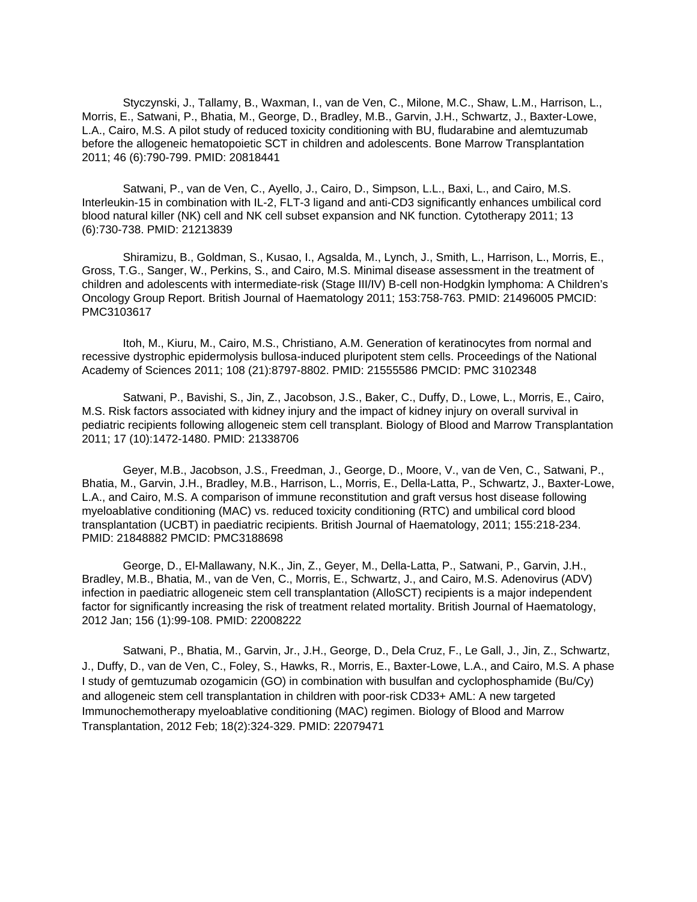Styczynski, J., Tallamy, B., Waxman, I., van de Ven, C., Milone, M.C., Shaw, L.M., Harrison, L., Morris, E., Satwani, P., Bhatia, M., George, D., Bradley, M.B., Garvin, J.H., Schwartz, J., Baxter-Lowe, L.A., Cairo, M.S. A pilot study of reduced toxicity conditioning with BU, fludarabine and alemtuzumab before the allogeneic hematopoietic SCT in children and adolescents. Bone Marrow Transplantation 2011; 46 (6):790-799. PMID: 20818441

Satwani, P., van de Ven, C., Ayello, J., Cairo, D., Simpson, L.L., Baxi, L., and Cairo, M.S. Interleukin-15 in combination with IL-2, FLT-3 ligand and anti-CD3 significantly enhances umbilical cord blood natural killer (NK) cell and NK cell subset expansion and NK function. Cytotherapy 2011; 13 (6):730-738. PMID: 21213839

Shiramizu, B., Goldman, S., Kusao, I., Agsalda, M., Lynch, J., Smith, L., Harrison, L., Morris, E., Gross, T.G., Sanger, W., Perkins, S., and Cairo, M.S. Minimal disease assessment in the treatment of children and adolescents with intermediate-risk (Stage III/IV) B-cell non-Hodgkin lymphoma: A Children's Oncology Group Report. British Journal of Haematology 2011; 153:758-763. PMID: 21496005 PMCID: PMC3103617

Itoh, M., Kiuru, M., Cairo, M.S., Christiano, A.M. Generation of keratinocytes from normal and recessive dystrophic epidermolysis bullosa-induced pluripotent stem cells. Proceedings of the National Academy of Sciences 2011; 108 (21):8797-8802. PMID: 21555586 PMCID: PMC 3102348

Satwani, P., Bavishi, S., Jin, Z., Jacobson, J.S., Baker, C., Duffy, D., Lowe, L., Morris, E., Cairo, M.S. Risk factors associated with kidney injury and the impact of kidney injury on overall survival in pediatric recipients following allogeneic stem cell transplant. Biology of Blood and Marrow Transplantation 2011; 17 (10):1472-1480. PMID: 21338706

Geyer, M.B., Jacobson, J.S., Freedman, J., George, D., Moore, V., van de Ven, C., Satwani, P., Bhatia, M., Garvin, J.H., Bradley, M.B., Harrison, L., Morris, E., Della-Latta, P., Schwartz, J., Baxter-Lowe, L.A., and Cairo, M.S. A comparison of immune reconstitution and graft versus host disease following myeloablative conditioning (MAC) vs. reduced toxicity conditioning (RTC) and umbilical cord blood transplantation (UCBT) in paediatric recipients. British Journal of Haematology, 2011; 155:218-234. PMID: 21848882 PMCID: PMC3188698

George, D., El-Mallawany, N.K., Jin, Z., Geyer, M., Della-Latta, P., Satwani, P., Garvin, J.H., Bradley, M.B., Bhatia, M., van de Ven, C., Morris, E., Schwartz, J., and Cairo, M.S. Adenovirus (ADV) infection in paediatric allogeneic stem cell transplantation (AlloSCT) recipients is a major independent factor for significantly increasing the risk of treatment related mortality. British Journal of Haematology, 2012 Jan; 156 (1):99-108. PMID: 22008222

Satwani, P., Bhatia, M., Garvin, Jr., J.H., George, D., Dela Cruz, F., Le Gall, J., Jin, Z., Schwartz, J., Duffy, D., van de Ven, C., Foley, S., Hawks, R., Morris, E., Baxter-Lowe, L.A., and Cairo, M.S. A phase I study of gemtuzumab ozogamicin (GO) in combination with busulfan and cyclophosphamide (Bu/Cy) and allogeneic stem cell transplantation in children with poor-risk CD33+ AML: A new targeted Immunochemotherapy myeloablative conditioning (MAC) regimen. Biology of Blood and Marrow Transplantation, 2012 Feb; 18(2):324-329. PMID: 22079471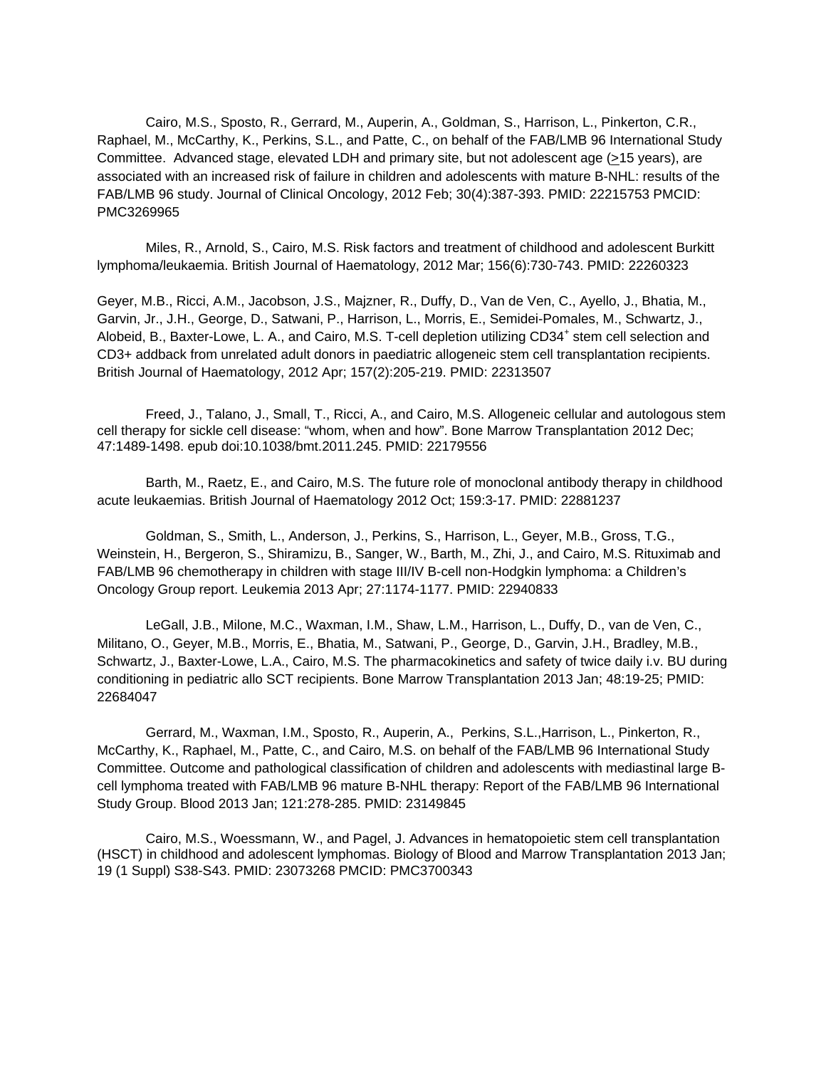Cairo, M.S., Sposto, R., Gerrard, M., Auperin, A., Goldman, S., Harrison, L., Pinkerton, C.R., Raphael, M., McCarthy, K., Perkins, S.L., and Patte, C., on behalf of the FAB/LMB 96 International Study Committee. Advanced stage, elevated LDH and primary site, but not adolescent age (≥15 years), are associated with an increased risk of failure in children and adolescents with mature B-NHL: results of the FAB/LMB 96 study. Journal of Clinical Oncology, 2012 Feb; 30(4):387-393. PMID: 22215753 PMCID: PMC3269965

Miles, R., Arnold, S., Cairo, M.S. Risk factors and treatment of childhood and adolescent Burkitt lymphoma/leukaemia. British Journal of Haematology, 2012 Mar; 156(6):730-743. PMID: 22260323

Geyer, M.B., Ricci, A.M., Jacobson, J.S., Majzner, R., Duffy, D., Van de Ven, C., Ayello, J., Bhatia, M., Garvin, Jr., J.H., George, D., Satwani, P., Harrison, L., Morris, E., Semidei-Pomales, M., Schwartz, J., Alobeid, B., Baxter-Lowe, L. A., and Cairo, M.S. T-cell depletion utilizing $CD34^{+}$ stem cell selection and CD3+ addback from unrelated adult donors in paediatric allogeneic stem cell transplantation recipients. British Journal of Haematology, 2012 Apr; 157(2):205-219. PMID: 22313507

Freed, J., Talano, J., Small, T., Ricci, A., and Cairo, M.S. Allogeneic cellular and autologous stem cell therapy for sickle cell disease: "whom, when and how". Bone Marrow Transplantation 2012 Dec; 47:1489-1498. epub doi:10.1038/bmt.2011.245. PMID: 22179556

Barth, M., Raetz, E., and Cairo, M.S. The future role of monoclonal antibody therapy in childhood acute leukaemias. British Journal of Haematology 2012 Oct; 159:3-17. PMID: 22881237

Goldman, S., Smith, L., Anderson, J., Perkins, S., Harrison, L., Geyer, M.B., Gross, T.G., Weinstein, H., Bergeron, S., Shiramizu, B., Sanger, W., Barth, M., Zhi, J., and Cairo, M.S. Rituximab and FAB/LMB 96 chemotherapy in children with stage III/IV B-cell non-Hodgkin lymphoma: a Children's Oncology Group report. Leukemia 2013 Apr; 27:1174-1177. PMID: 22940833

LeGall, J.B., Milone, M.C., Waxman, I.M., Shaw, L.M., Harrison, L., Duffy, D., van de Ven, C., Militano, O., Geyer, M.B., Morris, E., Bhatia, M., Satwani, P., George, D., Garvin, J.H., Bradley, M.B., Schwartz, J., Baxter-Lowe, L.A., Cairo, M.S. The pharmacokinetics and safety of twice daily i.v. BU during conditioning in pediatric allo SCT recipients. Bone Marrow Transplantation 2013 Jan; 48:19-25; PMID: 22684047

Gerrard, M., Waxman, I.M., Sposto, R., Auperin, A., Perkins, S.L.,Harrison, L., Pinkerton, R., McCarthy, K., Raphael, M., Patte, C., and Cairo, M.S. on behalf of the FAB/LMB 96 International Study Committee. Outcome and pathological classification of children and adolescents with mediastinal large B-cell lymphoma treated with FAB/LMB 96 mature B-NHL therapy: Report of the FAB/LMB 96 International Study Group. Blood 2013 Jan; 121:278-285. PMID: 23149845

Cairo, M.S., Woessmann, W., and Pagel, J. Advances in hematopoietic stem cell transplantation (HSCT) in childhood and adolescent lymphomas. Biology of Blood and Marrow Transplantation 2013 Jan; 19 (1 Suppl) S38-S43. PMID: 23073268 PMCID: PMC3700343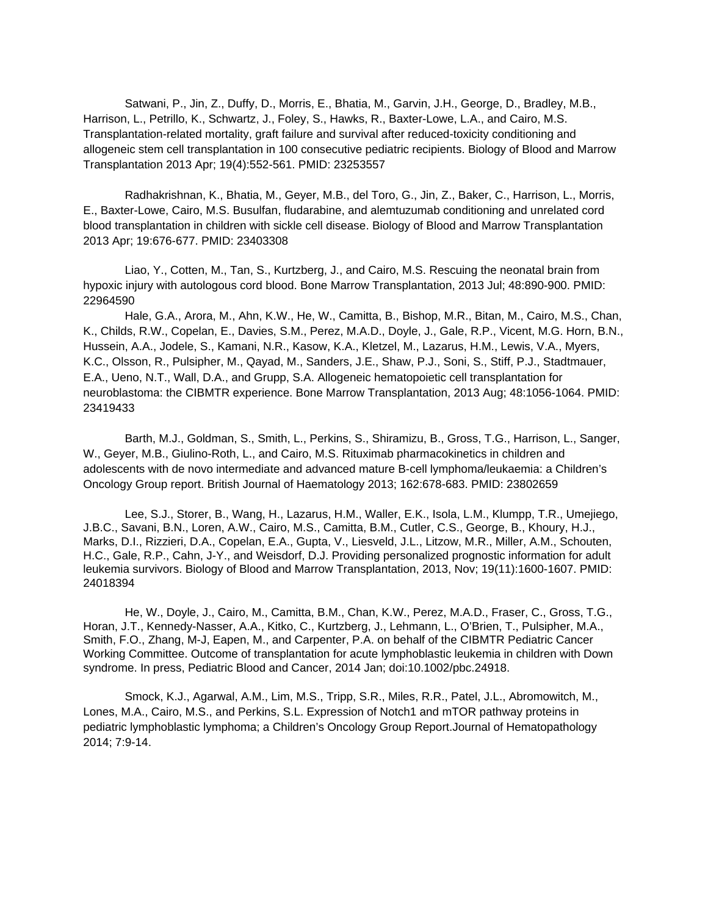Satwani, P., Jin, Z., Duffy, D., Morris, E., Bhatia, M., Garvin, J.H., George, D., Bradley, M.B., Harrison, L., Petrillo, K., Schwartz, J., Foley, S., Hawks, R., Baxter-Lowe, L.A., and Cairo, M.S. Transplantation-related mortality, graft failure and survival after reduced-toxicity conditioning and allogeneic stem cell transplantation in 100 consecutive pediatric recipients. Biology of Blood and Marrow Transplantation 2013 Apr; 19(4):552-561. PMID: 23253557

Radhakrishnan, K., Bhatia, M., Geyer, M.B., del Toro, G., Jin, Z., Baker, C., Harrison, L., Morris, E., Baxter-Lowe, Cairo, M.S. Busulfan, fludarabine, and alemtuzumab conditioning and unrelated cord blood transplantation in children with sickle cell disease. Biology of Blood and Marrow Transplantation 2013 Apr; 19:676-677. PMID: 23403308

Liao, Y., Cotten, M., Tan, S., Kurtzberg, J., and Cairo, M.S. Rescuing the neonatal brain from hypoxic injury with autologous cord blood. Bone Marrow Transplantation, 2013 Jul; 48:890-900. PMID: 22964590

Hale, G.A., Arora, M., Ahn, K.W., He, W., Camitta, B., Bishop, M.R., Bitan, M., Cairo, M.S., Chan, K., Childs, R.W., Copelan, E., Davies, S.M., Perez, M.A.D., Doyle, J., Gale, R.P., Vicent, M.G. Horn, B.N., Hussein, A.A., Jodele, S., Kamani, N.R., Kasow, K.A., Kletzel, M., Lazarus, H.M., Lewis, V.A., Myers, K.C., Olsson, R., Pulsipher, M., Qayad, M., Sanders, J.E., Shaw, P.J., Soni, S., Stiff, P.J., Stadtmauer, E.A., Ueno, N.T., Wall, D.A., and Grupp, S.A. Allogeneic hematopoietic cell transplantation for neuroblastoma: the CIBMTR experience. Bone Marrow Transplantation, 2013 Aug; 48:1056-1064. PMID: 23419433

Barth, M.J., Goldman, S., Smith, L., Perkins, S., Shiramizu, B., Gross, T.G., Harrison, L., Sanger, W., Geyer, M.B., Giulino-Roth, L., and Cairo, M.S. Rituximab pharmacokinetics in children and adolescents with de novo intermediate and advanced mature B-cell lymphoma/leukaemia: a Children's Oncology Group report. British Journal of Haematology 2013; 162:678-683. PMID: 23802659

Lee, S.J., Storer, B., Wang, H., Lazarus, H.M., Waller, E.K., Isola, L.M., Klumpp, T.R., Umejiego, J.B.C., Savani, B.N., Loren, A.W., Cairo, M.S., Camitta, B.M., Cutler, C.S., George, B., Khoury, H.J., Marks, D.I., Rizzieri, D.A., Copelan, E.A., Gupta, V., Liesveld, J.L., Litzow, M.R., Miller, A.M., Schouten, H.C., Gale, R.P., Cahn, J-Y., and Weisdorf, D.J. Providing personalized prognostic information for adult leukemia survivors. Biology of Blood and Marrow Transplantation, 2013, Nov; 19(11):1600-1607. PMID: 24018394

He, W., Doyle, J., Cairo, M., Camitta, B.M., Chan, K.W., Perez, M.A.D., Fraser, C., Gross, T.G., Horan, J.T., Kennedy-Nasser, A.A., Kitko, C., Kurtzberg, J., Lehmann, L., O'Brien, T., Pulsipher, M.A., Smith, F.O., Zhang, M-J, Eapen, M., and Carpenter, P.A. on behalf of the CIBMTR Pediatric Cancer Working Committee. Outcome of transplantation for acute lymphoblastic leukemia in children with Down syndrome. In press, Pediatric Blood and Cancer, 2014 Jan; doi:10.1002/pbc.24918.

Smock, K.J., Agarwal, A.M., Lim, M.S., Tripp, S.R., Miles, R.R., Patel, J.L., Abromowitch, M., Lones, M.A., Cairo, M.S., and Perkins, S.L. Expression of Notch1 and mTOR pathway proteins in pediatric lymphoblastic lymphoma; a Children's Oncology Group Report.Journal of Hematopathology 2014; 7:9-14.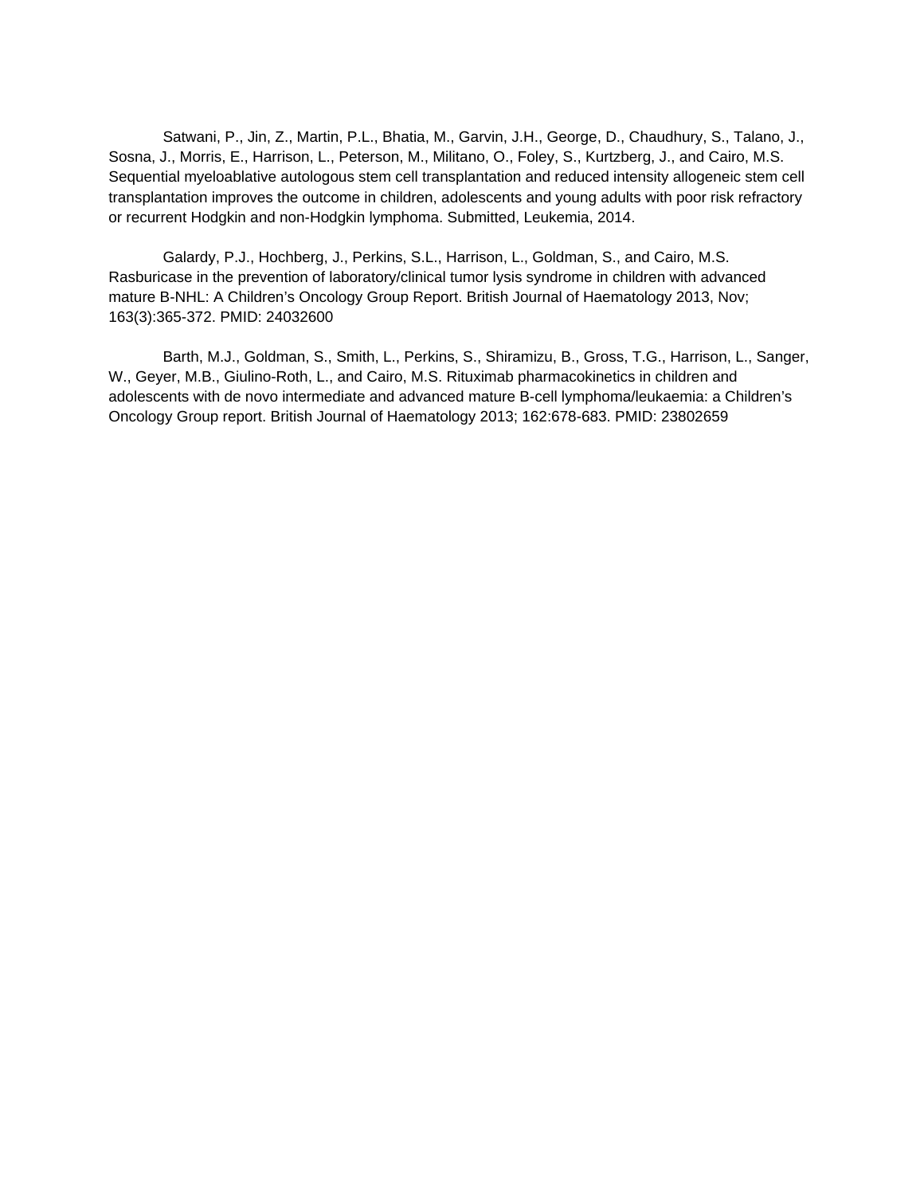Satwani, P., Jin, Z., Martin, P.L., Bhatia, M., Garvin, J.H., George, D., Chaudhury, S., Talano, J., Sosna, J., Morris, E., Harrison, L., Peterson, M., Militano, O., Foley, S., Kurtzberg, J., and Cairo, M.S. Sequential myeloablative autologous stem cell transplantation and reduced intensity allogeneic stem cell transplantation improves the outcome in children, adolescents and young adults with poor risk refractory or recurrent Hodgkin and non-Hodgkin lymphoma. Submitted, Leukemia, 2014.

Galardy, P.J., Hochberg, J., Perkins, S.L., Harrison, L., Goldman, S., and Cairo, M.S. Rasburicase in the prevention of laboratory/clinical tumor lysis syndrome in children with advanced mature B-NHL: A Children's Oncology Group Report. British Journal of Haematology 2013, Nov; 163(3):365-372. PMID: 24032600

Barth, M.J., Goldman, S., Smith, L., Perkins, S., Shiramizu, B., Gross, T.G., Harrison, L., Sanger, W., Geyer, M.B., Giulino-Roth, L., and Cairo, M.S. Rituximab pharmacokinetics in children and adolescents with de novo intermediate and advanced mature B-cell lymphoma/leukaemia: a Children's Oncology Group report. British Journal of Haematology 2013; 162:678-683. PMID: 23802659